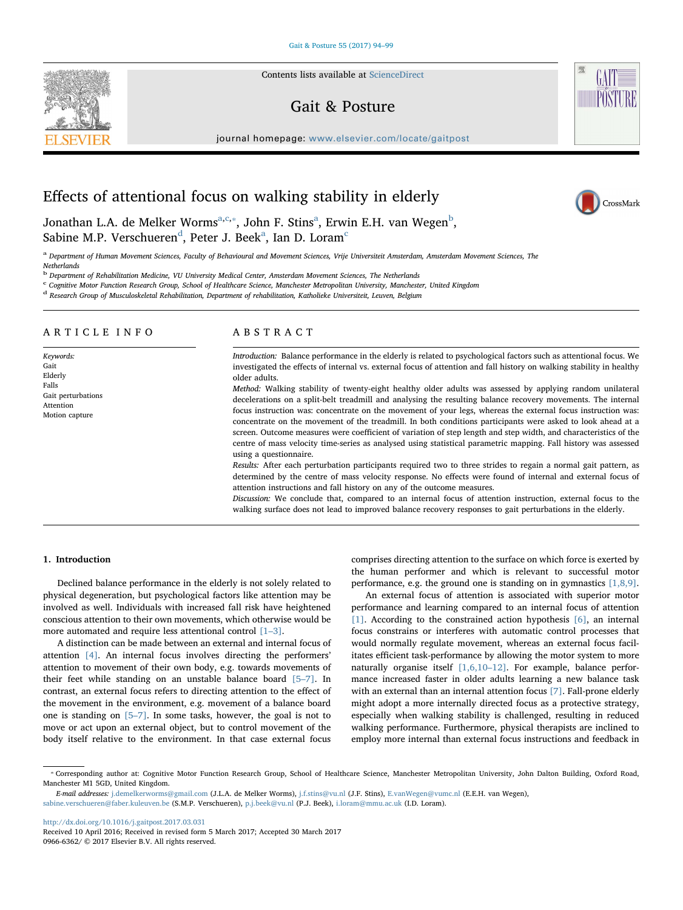# Effects of attentional focus on walking stability in elderly

Jonathan L.A. de Melker Worms[a,c,*], John F. Stins[a], Erwin E.H. van Wegen[b], Sabine M.P. Verschueren[d], Peter J. Beek[a], Ian D. Loram[c]

[a] Department of Human Movement Sciences, Faculty of Behavioural and Movement Sciences, Vrije Universiteit Amsterdam, Amsterdam Movement Sciences, The Netherlands

[b] Department of Rehabilitation Medicine, VU University Medical Center, Amsterdam Movement Sciences, The Netherlands

[c] Cognitive Motor Function Research Group, School of Healthcare Science, Manchester Metropolitan University, Manchester, United Kingdom

[d] Research Group of Musculoskeletal Rehabilitation, Department of rehabilitation, Katholieke Universiteit, Leuven, Belgium

## ARTICLE INFO

*Keywords:*
Gait
Elderly
Falls
Gait perturbations
Attention
Motion capture

## ABSTRACT

*Introduction:* Balance performance in the elderly is related to psychological factors such as attentional focus. We investigated the effects of internal vs. external focus of attention and fall history on walking stability in healthy older adults.

*Method:* Walking stability of twenty-eight healthy older adults was assessed by applying random unilateral decelerations on a split-belt treadmill and analysing the resulting balance recovery movements. The internal focus instruction was: concentrate on the movement of your legs, whereas the external focus instruction was: concentrate on the movement of the treadmill. In both conditions participants were asked to look ahead at a screen. Outcome measures were coefficient of variation of step length and step width, and characteristics of the centre of mass velocity time-series as analysed using statistical parametric mapping. Fall history was assessed using a questionnaire.

*Results:* After each perturbation participants required two to three strides to regain a normal gait pattern, as determined by the centre of mass velocity response. No effects were found of internal and external focus of attention instructions and fall history on any of the outcome measures.

*Discussion:* We conclude that, compared to an internal focus of attention instruction, external focus to the walking surface does not lead to improved balance recovery responses to gait perturbations in the elderly.

## 1. Introduction

Declined balance performance in the elderly is not solely related to physical degeneration, but psychological factors like attention may be involved as well. Individuals with increased fall risk have heightened conscious attention to their own movements, which otherwise would be more automated and require less attentional control [1–3].

A distinction can be made between an external and internal focus of attention [4]. An internal focus involves directing the performers' attention to movement of their own body, e.g. towards movements of their feet while standing on an unstable balance board [5–7]. In contrast, an external focus refers to directing attention to the effect of the movement in the environment, e.g. movement of a balance board one is standing on [5–7]. In some tasks, however, the goal is not to move or act upon an external object, but to control movement of the body itself relative to the environment. In that case external focus comprises directing attention to the surface on which force is exerted by the human performer and which is relevant to successful motor performance, e.g. the ground one is standing on in gymnastics [1,8,9].

An external focus of attention is associated with superior motor performance and learning compared to an internal focus of attention [1]. According to the constrained action hypothesis [6], an internal focus constrains or interferes with automatic control processes that would normally regulate movement, whereas an external focus facilitates efficient task-performance by allowing the motor system to more naturally organise itself [1,6,10–12]. For example, balance performance increased faster in older adults learning a new balance task with an external than an internal attention focus [7]. Fall-prone elderly might adopt a more internally directed focus as a protective strategy, especially when walking stability is challenged, resulting in reduced walking performance. Furthermore, physical therapists are inclined to employ more internal than external focus instructions and feedback in

---

* Corresponding author at: Cognitive Motor Function Research Group, School of Healthcare Science, Manchester Metropolitan University, John Dalton Building, Oxford Road, Manchester M1 5GD, United Kingdom.

*E-mail addresses:* j.demelkerworms@gmail.com (J.L.A. de Melker Worms), j.f.stins@vu.nl (J.F. Stins), E.vanWegen@vumc.nl (E.E.H. van Wegen), sabine.verschueren@faber.kuleuven.be (S.M.P. Verschueren), p.j.beek@vu.nl (P.J. Beek), i.loram@mmu.ac.uk (I.D. Loram).

http://dx.doi.org/10.1016/j.gaitpost.2017.03.031
Received 10 April 2016; Received in revised form 5 March 2017; Accepted 30 March 2017
0966-6362/ © 2017 Elsevier B.V. All rights reserved.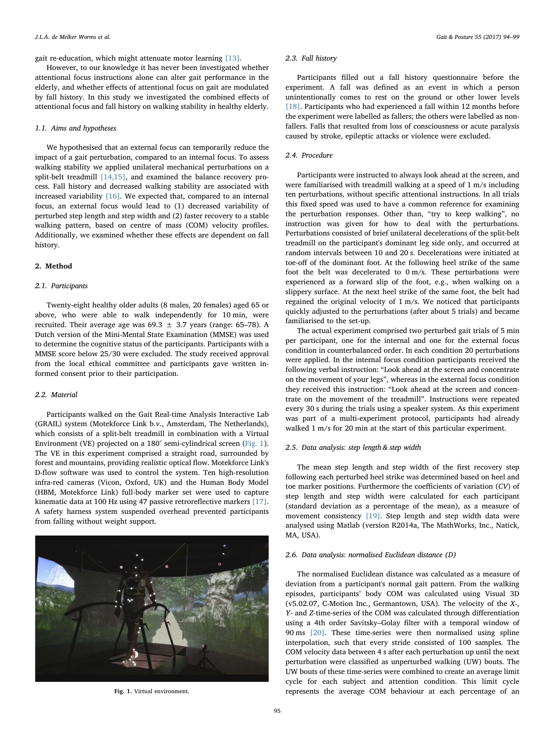gait re-education, which might attenuate motor learning [13].

However, to our knowledge it has never been investigated whether attentional focus instructions alone can alter gait performance in the elderly, and whether effects of attentional focus on gait are modulated by fall history. In this study we investigated the combined effects of attentional focus and fall history on walking stability in healthy elderly.

### 1.1. Aims and hypotheses

We hypothesised that an external focus can temporarily reduce the impact of a gait perturbation, compared to an internal focus. To assess walking stability we applied unilateral mechanical perturbations on a split-belt treadmill [14,15], and examined the balance recovery process. Fall history and decreased walking stability are associated with increased variability [16]. We expected that, compared to an internal focus, an external focus would lead to (1) decreased variability of perturbed step length and step width and (2) faster recovery to a stable walking pattern, based on centre of mass (COM) velocity profiles. Additionally, we examined whether these effects are dependent on fall history.

## 2. Method

### 2.1. Participants

Twenty-eight healthy older adults (8 males, 20 females) aged 65 or above, who were able to walk independently for 10 min, were recruited. Their average age was 69.3 ± 3.7 years (range: 65–78). A Dutch version of the Mini-Mental State Examination (MMSE) was used to determine the cognitive status of the participants. Participants with a MMSE score below 25/30 were excluded. The study received approval from the local ethical committee and participants gave written informed consent prior to their participation.

### 2.2. Material

Participants walked on the Gait Real-time Analysis Interactive Lab (GRAIL) system (Motekforce Link b.v., Amsterdam, The Netherlands), which consists of a split-belt treadmill in combination with a Virtual Environment (VE) projected on a 180° semi-cylindrical screen (Fig. 1). The VE in this experiment comprised a straight road, surrounded by forest and mountains, providing realistic optical flow. Motekforce Link's D-flow software was used to control the system. Ten high-resolution infra-red cameras (Vicon, Oxford, UK) and the Human Body Model (HBM, Motekforce Link) full-body marker set were used to capture kinematic data at 100 Hz using 47 passive retroreflective markers [17]. A safety harness system suspended overhead prevented participants from falling without weight support.

**Fig. 1.** Virtual environment.

### 2.3. Fall history

Participants filled out a fall history questionnaire before the experiment. A fall was defined as an event in which a person unintentionally comes to rest on the ground or other lower levels [18]. Participants who had experienced a fall within 12 months before the experiment were labelled as fallers; the others were labelled as non-fallers. Falls that resulted from loss of consciousness or acute paralysis caused by stroke, epileptic attacks or violence were excluded.

### 2.4. Procedure

Participants were instructed to always look ahead at the screen, and were familiarised with treadmill walking at a speed of 1 m/s including ten perturbations, without specific attentional instructions. In all trials this fixed speed was used to have a common reference for examining the perturbation responses. Other than, "try to keep walking", no instruction was given for how to deal with the perturbations. Perturbations consisted of brief unilateral decelerations of the split-belt treadmill on the participant's dominant leg side only, and occurred at random intervals between 10 and 20 s. Decelerations were initiated at toe-off of the dominant foot. At the following heel strike of the same foot the belt was decelerated to 0 m/s. These perturbations were experienced as a forward slip of the foot, e.g., when walking on a slippery surface. At the next heel strike of the same foot, the belt had regained the original velocity of 1 m/s. We noticed that participants quickly adjusted to the perturbations (after about 5 trials) and became familiarised to the set-up.

The actual experiment comprised two perturbed gait trials of 5 min per participant, one for the internal and one for the external focus condition in counterbalanced order. In each condition 20 perturbations were applied. In the internal focus condition participants received the following verbal instruction: "Look ahead at the screen and concentrate on the movement of your legs", whereas in the external focus condition they received this instruction: "Look ahead at the screen and concentrate on the movement of the treadmill". Instructions were repeated every 30 s during the trials using a speaker system. As this experiment was part of a multi-experiment protocol, participants had already walked 1 m/s for 20 min at the start of this particular experiment.

### 2.5. Data analysis: step length & step width

The mean step length and step width of the first recovery step following each perturbed heel strike was determined based on heel and toe marker positions. Furthermore the coefficients of variation (*CV*) of step length and step width were calculated for each participant (standard deviation as a percentage of the mean), as a measure of movement consistency [19]. Step length and step width data were analysed using Matlab (version R2014a, The MathWorks, Inc., Natick, MA, USA).

### 2.6. Data analysis: normalised Euclidean distance (D)

The normalised Euclidean distance was calculated as a measure of deviation from a participant's normal gait pattern. From the walking episodes, participants' body COM was calculated using Visual 3D (v5.02.07, C-Motion Inc., Germantown, USA). The velocity of the *X*-, *Y*- and *Z*-time-series of the COM was calculated through differentiation using a 4th order Savitsky–Golay filter with a temporal window of 90 ms [20]. These time-series were then normalised using spline interpolation, such that every stride consisted of 100 samples. The COM velocity data between 4 s after each perturbation up until the next perturbation were classified as unperturbed walking (UW) bouts. The UW bouts of these time-series were combined to create an average limit cycle for each subject and attention condition. This limit cycle represents the average COM behaviour at each percentage of an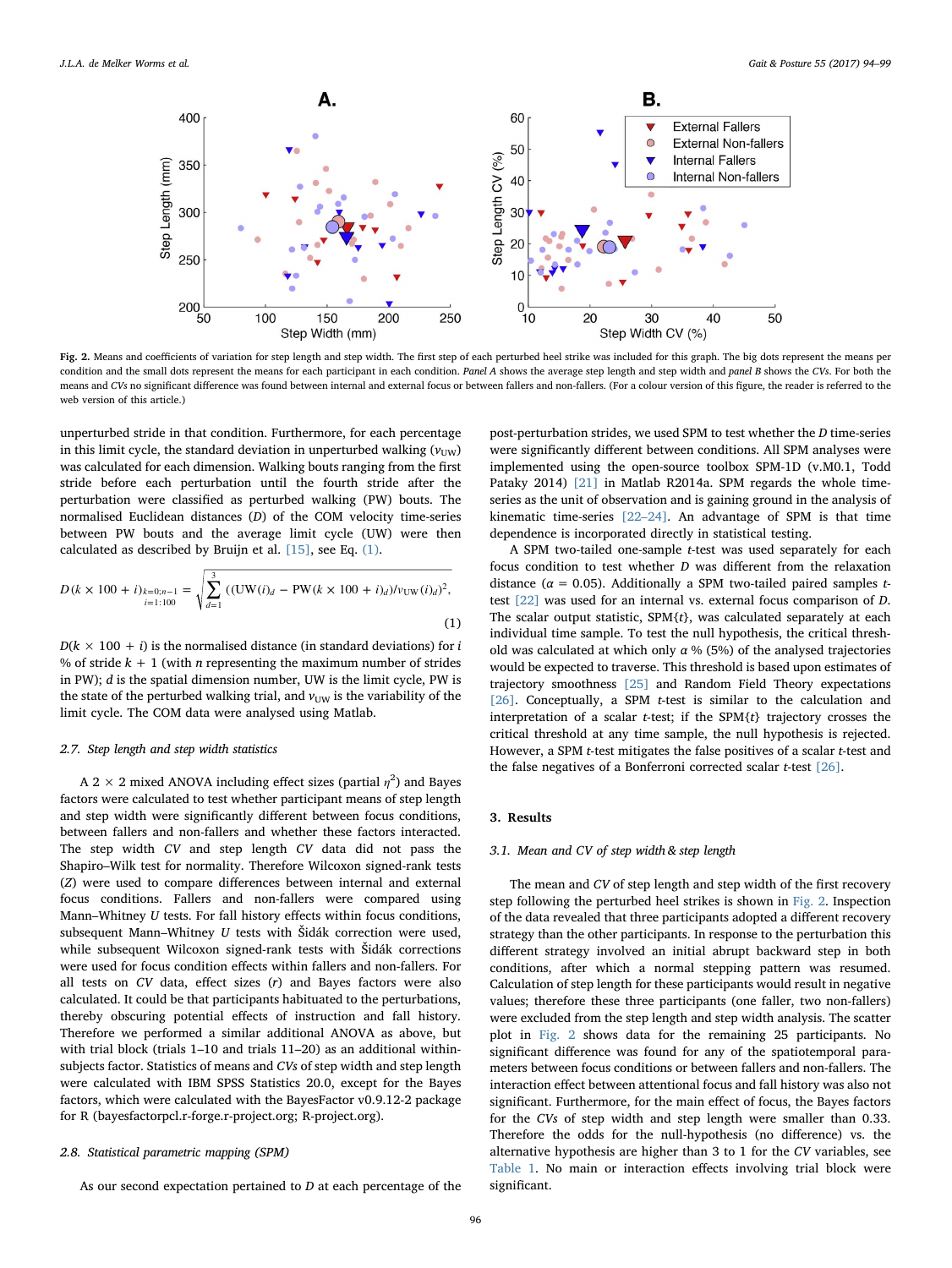Fig. 2. Means and coefficients of variation for step length and step width. The first step of each perturbed heel strike was included for this graph. The big dots represent the means per condition and the small dots represent the means for each participant in each condition. *Panel A* shows the average step length and step width and *panel B* shows the *CV*s. For both the means and *CV*s no significant difference was found between internal and external focus or between fallers and non-fallers. (For a colour version of this figure, the reader is referred to the web version of this article.)

unperturbed stride in that condition. Furthermore, for each percentage in this limit cycle, the standard deviation in unperturbed walking ($v_{UW}$) was calculated for each dimension. Walking bouts ranging from the first stride before each perturbation until the fourth stride after the perturbation were classified as perturbed walking (PW) bouts. The normalised Euclidean distances (*D*) of the COM velocity time-series between PW bouts and the average limit cycle (UW) were then calculated as described by Bruijn et al. [15], see Eq. (1).

$$D(k \times 100 + i)_{\substack{k=0:n-1 \\ i=1:100}} = \sqrt{\sum_{d=1}^{3} ((\mathrm{UW}(i)_d - \mathrm{PW}(k \times 100 + i)_d)/v_{\mathrm{UW}}(i)_d)^2}, \tag{1}$$

$D(k \times 100 + i)$ is the normalised distance (in standard deviations) for *i* % of stride $k + 1$ (with *n* representing the maximum number of strides in PW); *d* is the spatial dimension number, UW is the limit cycle, PW is the state of the perturbed walking trial, and $v_{UW}$ is the variability of the limit cycle. The COM data were analysed using Matlab.

### 2.7. Step length and step width statistics

A 2 × 2 mixed ANOVA including effect sizes (partial $\eta^2$) and Bayes factors were calculated to test whether participant means of step length and step width were significantly different between focus conditions, between fallers and non-fallers and whether these factors interacted. The step width *CV* and step length *CV* data did not pass the Shapiro–Wilk test for normality. Therefore Wilcoxon signed-rank tests (*Z*) were used to compare differences between internal and external focus conditions. Fallers and non-fallers were compared using Mann–Whitney *U* tests. For fall history effects within focus conditions, subsequent Mann–Whitney *U* tests with Šidák correction were used, while subsequent Wilcoxon signed-rank tests with Šidák corrections were used for focus condition effects within fallers and non-fallers. For all tests on *CV* data, effect sizes (*r*) and Bayes factors were also calculated. It could be that participants habituated to the perturbations, thereby obscuring potential effects of instruction and fall history. Therefore we performed a similar additional ANOVA as above, but with trial block (trials 1–10 and trials 11–20) as an additional within-subjects factor. Statistics of means and *CV*s of step width and step length were calculated with IBM SPSS Statistics 20.0, except for the Bayes factors, which were calculated with the BayesFactor v0.9.12-2 package for R (bayesfactorpcl.r-forge.r-project.org; R-project.org).

### 2.8. Statistical parametric mapping (SPM)

As our second expectation pertained to *D* at each percentage of the post-perturbation strides, we used SPM to test whether the *D* time-series were significantly different between conditions. All SPM analyses were implemented using the open-source toolbox SPM-1D (v.M0.1, Todd Pataky 2014) [21] in Matlab R2014a. SPM regards the whole time-series as the unit of observation and is gaining ground in the analysis of kinematic time-series [22–24]. An advantage of SPM is that time dependence is incorporated directly in statistical testing.

A SPM two-tailed one-sample *t*-test was used separately for each focus condition to test whether *D* was different from the relaxation distance ($\alpha = 0.05$). Additionally a SPM two-tailed paired samples *t*-test [22] was used for an internal vs. external focus comparison of *D*. The scalar output statistic, SPM{*t*}, was calculated separately at each individual time sample. To test the null hypothesis, the critical threshold was calculated at which only $\alpha$ % (5%) of the analysed trajectories would be expected to traverse. This threshold is based upon estimates of trajectory smoothness [25] and Random Field Theory expectations [26]. Conceptually, a SPM *t*-test is similar to the calculation and interpretation of a scalar *t*-test; if the SPM{*t*} trajectory crosses the critical threshold at any time sample, the null hypothesis is rejected. However, a SPM *t*-test mitigates the false positives of a scalar *t*-test and the false negatives of a Bonferroni corrected scalar *t*-test [26].

## 3. Results

### 3.1. Mean and CV of step width & step length

The mean and *CV* of step length and step width of the first recovery step following the perturbed heel strikes is shown in Fig. 2. Inspection of the data revealed that three participants adopted a different recovery strategy than the other participants. In response to the perturbation this different strategy involved an initial abrupt backward step in both conditions, after which a normal stepping pattern was resumed. Calculation of step length for these participants would result in negative values; therefore these three participants (one faller, two non-fallers) were excluded from the step length and step width analysis. The scatter plot in Fig. 2 shows data for the remaining 25 participants. No significant difference was found for any of the spatiotemporal parameters between focus conditions or between fallers and non-fallers. The interaction effect between attentional focus and fall history was also not significant. Furthermore, for the main effect of focus, the Bayes factors for the *CV*s of step width and step length were smaller than 0.33. Therefore the odds for the null-hypothesis (no difference) vs. the alternative hypothesis are higher than 3 to 1 for the *CV* variables, see Table 1. No main or interaction effects involving trial block were significant.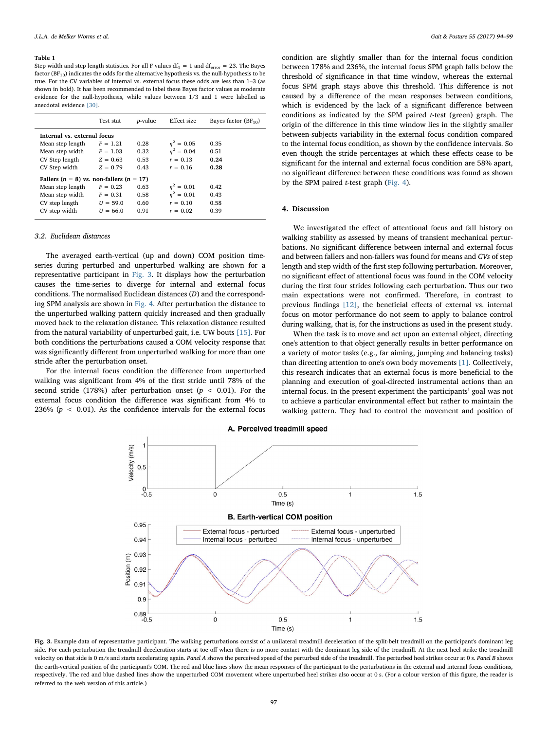**Table 1**
Step width and step length statistics. For all F values $df_1 = 1$ and $df_{error} = 23$. The Bayes factor ($BF_{10}$) indicates the odds for the alternative hypothesis vs. the null-hypothesis to be true. For the CV variables of internal vs. external focus these odds are less than 1–3 (as shown in bold). It has been recommended to label these Bayes factor values as moderate evidence for the null-hypothesis, while values between 1/3 and 1 were labelled as anecdotal evidence [30].

| | Test stat | p-value | Effect size | Bayes factor ($BF_{10}$) |
|---|---|---|---|---|
| **Internal vs. external focus** | | | | |
| Mean step length | $F = 1.21$ | 0.28 | $\eta^2 = 0.05$ | 0.35 |
| Mean step width | $F = 1.03$ | 0.32 | $\eta^2 = 0.04$ | 0.51 |
| CV Step length | $Z = 0.63$ | 0.53 | $r = 0.13$ | **0.24** |
| CV Step width | $Z = 0.79$ | 0.43 | $r = 0.16$ | **0.28** |
| **Fallers ($n = 8$) vs. non-fallers ($n = 17$)** | | | | |
| Mean step length | $F = 0.23$ | 0.63 | $\eta^2 = 0.01$ | 0.42 |
| Mean step width | $F = 0.31$ | 0.58 | $\eta^2 = 0.01$ | 0.43 |
| CV step length | $U = 59.0$ | 0.60 | $r = 0.10$ | 0.58 |
| CV step width | $U = 66.0$ | 0.91 | $r = 0.02$ | 0.39 |

### 3.2. Euclidean distances

The averaged earth-vertical (up and down) COM position time-series during perturbed and unperturbed walking are shown for a representative participant in Fig. 3. It displays how the perturbation causes the time-series to diverge for internal and external focus conditions. The normalised Euclidean distances (*D*) and the corresponding SPM analysis are shown in Fig. 4. After perturbation the distance to the unperturbed walking pattern quickly increased and then gradually moved back to the relaxation distance. This relaxation distance resulted from the natural variability of unperturbed gait, i.e. UW bouts [15]. For both conditions the perturbations caused a COM velocity response that was significantly different from unperturbed walking for more than one stride after the perturbation onset.

For the internal focus condition the difference from unperturbed walking was significant from 4% of the first stride until 78% of the second stride (178%) after perturbation onset ($p < 0.01$). For the external focus condition the difference was significant from 4% to 236% ($p < 0.01$). As the confidence intervals for the external focus condition are slightly smaller than for the internal focus condition between 178% and 236%, the internal focus SPM graph falls below the threshold of significance in that time window, whereas the external focus SPM graph stays above this threshold. This difference is not caused by a difference of the mean responses between conditions, which is evidenced by the lack of a significant difference between conditions as indicated by the SPM paired *t*-test (green) graph. The origin of the difference in this time window lies in the slightly smaller between-subjects variability in the external focus condition compared to the internal focus condition, as shown by the confidence intervals. So even though the stride percentages at which these effects cease to be significant for the internal and external focus condition are 58% apart, no significant difference between these conditions was found as shown by the SPM paired *t*-test graph (Fig. 4).

## 4. Discussion

We investigated the effect of attentional focus and fall history on walking stability as assessed by means of transient mechanical perturbations. No significant difference between internal and external focus and between fallers and non-fallers was found for means and *CVs* of step length and step width of the first step following perturbation. Moreover, no significant effect of attentional focus was found in the COM velocity during the first four strides following each perturbation. Thus our two main expectations were not confirmed. Therefore, in contrast to previous findings [12], the beneficial effects of external vs. internal focus on motor performance do not seem to apply to balance control during walking, that is, for the instructions as used in the present study.

When the task is to move and act upon an external object, directing one's attention to that object generally results in better performance on a variety of motor tasks (e.g., far aiming, jumping and balancing tasks) than directing attention to one's own body movements [1]. Collectively, this research indicates that an external focus is more beneficial to the planning and execution of goal-directed instrumental actions than an internal focus. In the present experiment the participants' goal was not to achieve a particular environmental effect but rather to maintain the walking pattern. They had to control the movement and position of

**Fig. 3.** Example data of representative participant. The walking perturbations consist of a unilateral treadmill deceleration of the split-belt treadmill on the participant's dominant leg side. For each perturbation the treadmill deceleration starts at toe off when there is no more contact with the dominant leg side of the treadmill. At the next heel strike the treadmill velocity on that side is 0 m/s and starts accelerating again. *Panel A* shows the perceived speed of the perturbed side of the treadmill. The perturbed heel strikes occur at 0 s. *Panel B* shows the earth-vertical position of the participant's COM. The red and blue lines show the mean responses of the participant to the perturbations in the external and internal focus conditions, respectively. The red and blue dashed lines show the unperturbed COM movement where unperturbed heel strikes also occur at 0 s. (For a colour version of this figure, the reader is referred to the web version of this article.)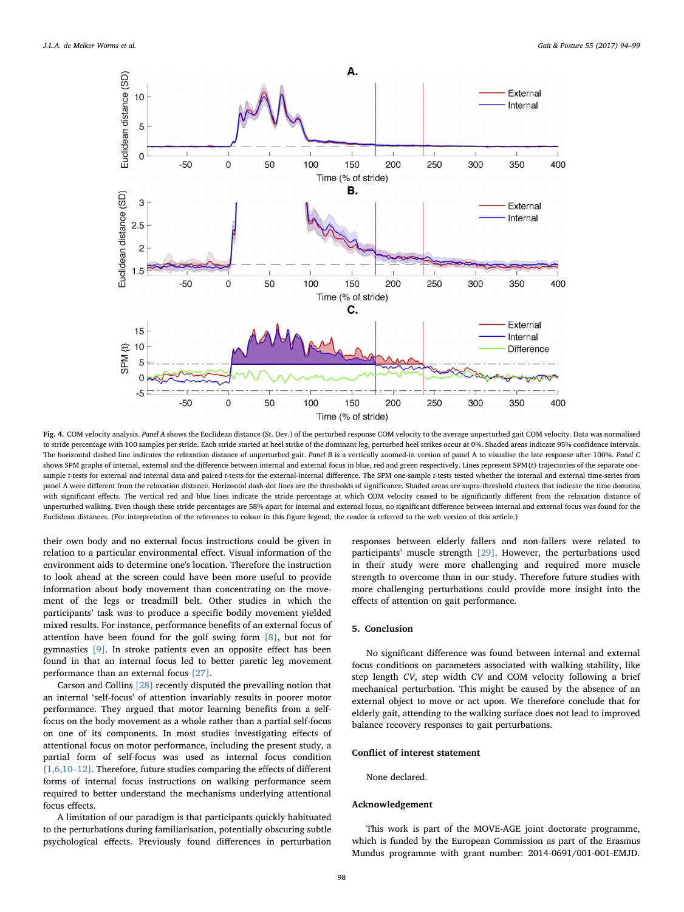**Fig. 4.** COM velocity analysis. *Panel A* shows the Euclidean distance (St. Dev.) of the perturbed response COM velocity to the average unperturbed gait COM velocity. Data was normalised to stride percentage with 100 samples per stride. Each stride started at heel strike of the dominant leg, perturbed heel strikes occur at 0%. Shaded areas indicate 95% confidence intervals. The horizontal dashed line indicates the relaxation distance of unperturbed gait. *Panel B* is a vertically zoomed-in version of panel A to visualise the late response after 100%. *Panel C* shows SPM graphs of internal, external and the difference between internal and external focus in blue, red and green respectively. Lines represent SPM{*t*} trajectories of the separate one-sample *t*-tests for external and internal data and paired *t*-tests for the external-internal difference. The SPM one-sample *t*-tests tested whether the internal and external time-series from panel A were different from the relaxation distance. Horizontal dash-dot lines are the thresholds of significance. Shaded areas are supra-threshold clusters that indicate the time domains with significant effects. The vertical red and blue lines indicate the stride percentage at which COM velocity ceased to be significantly different from the relaxation distance of unperturbed walking. Even though these stride percentages are 58% apart for internal and external focus, no significant difference between internal and external focus was found for the Euclidean distances. (For interpretation of the references to colour in this figure legend, the reader is referred to the web version of this article.)

their own body and no external focus instructions could be given in relation to a particular environmental effect. Visual information of the environment aids to determine one's location. Therefore the instruction to look ahead at the screen could have been more useful to provide information about body movement than concentrating on the movement of the legs or treadmill belt. Other studies in which the participants' task was to produce a specific bodily movement yielded mixed results. For instance, performance benefits of an external focus of attention have been found for the golf swing form [8], but not for gymnastics [9]. In stroke patients even an opposite effect has been found in that an internal focus led to better paretic leg movement performance than an external focus [27].

Carson and Collins [28] recently disputed the prevailing notion that an internal 'self-focus' of attention invariably results in poorer motor performance. They argued that motor learning benefits from a self-focus on the body movement as a whole rather than a partial self-focus on one of its components. In most studies investigating effects of attentional focus on motor performance, including the present study, a partial form of self-focus was used as internal focus condition [1,6,10–12]. Therefore, future studies comparing the effects of different forms of internal focus instructions on walking performance seem required to better understand the mechanisms underlying attentional focus effects.

A limitation of our paradigm is that participants quickly habituated to the perturbations during familiarisation, potentially obscuring subtle psychological effects. Previously found differences in perturbation responses between elderly fallers and non-fallers were related to participants' muscle strength [29]. However, the perturbations used in their study were more challenging and required more muscle strength to overcome than in our study. Therefore future studies with more challenging perturbations could provide more insight into the effects of attention on gait performance.

## 5. Conclusion

No significant difference was found between internal and external focus conditions on parameters associated with walking stability, like step length *CV*, step width *CV* and COM velocity following a brief mechanical perturbation. This might be caused by the absence of an external object to move or act upon. We therefore conclude that for elderly gait, attending to the walking surface does not lead to improved balance recovery responses to gait perturbations.

## Conflict of interest statement

None declared.

## Acknowledgement

This work is part of the MOVE-AGE joint doctorate programme, which is funded by the European Commission as part of the Erasmus Mundus programme with grant number: 2014-0691/001-001-EMJD.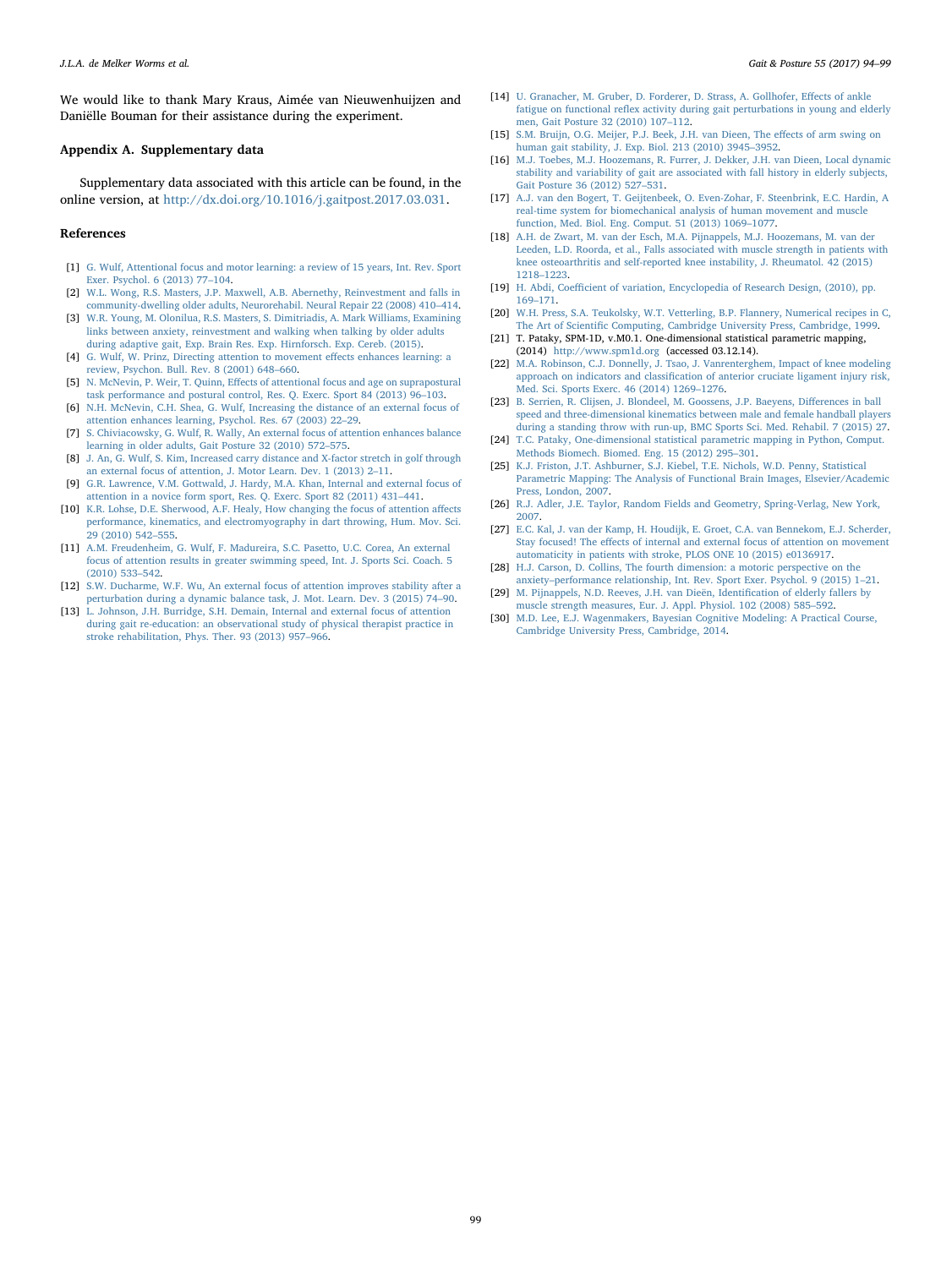We would like to thank Mary Kraus, Aimée van Nieuwenhuijzen and Daniëlle Bouman for their assistance during the experiment.

## Appendix A. Supplementary data

Supplementary data associated with this article can be found, in the online version, at http://dx.doi.org/10.1016/j.gaitpost.2017.03.031.

## References

[1] G. Wulf, Attentional focus and motor learning: a review of 15 years, Int. Rev. Sport Exer. Psychol. 6 (2013) 77–104.

[2] W.L. Wong, R.S. Masters, J.P. Maxwell, A.B. Abernethy, Reinvestment and falls in community-dwelling older adults, Neurorehabil. Neural Repair 22 (2008) 410–414.

[3] W.R. Young, M. Olonilua, R.S. Masters, S. Dimitriadis, A. Mark Williams, Examining links between anxiety, reinvestment and walking when talking by older adults during adaptive gait, Exp. Brain Res. Exp. Hirnforsch. Exp. Cereb. (2015).

[4] G. Wulf, W. Prinz, Directing attention to movement effects enhances learning: a review, Psychon. Bull. Rev. 8 (2001) 648–660.

[5] N. McNevin, P. Weir, T. Quinn, Effects of attentional focus and age on suprapostural task performance and postural control, Res. Q. Exerc. Sport 84 (2013) 96–103.

[6] N.H. McNevin, C.H. Shea, G. Wulf, Increasing the distance of an external focus of attention enhances learning, Psychol. Res. 67 (2003) 22–29.

[7] S. Chiviacowsky, G. Wulf, R. Wally, An external focus of attention enhances balance learning in older adults, Gait Posture 32 (2010) 572–575.

[8] J. An, G. Wulf, S. Kim, Increased carry distance and X-factor stretch in golf through an external focus of attention, J. Motor Learn. Dev. 1 (2013) 2–11.

[9] G.R. Lawrence, V.M. Gottwald, J. Hardy, M.A. Khan, Internal and external focus of attention in a novice form sport, Res. Q. Exerc. Sport 82 (2011) 431–441.

[10] K.R. Lohse, D.E. Sherwood, A.F. Healy, How changing the focus of attention affects performance, kinematics, and electromyography in dart throwing, Hum. Mov. Sci. 29 (2010) 542–555.

[11] A.M. Freudenheim, G. Wulf, F. Madureira, S.C. Pasetto, U.C. Corea, An external focus of attention results in greater swimming speed, Int. J. Sports Sci. Coach. 5 (2010) 533–542.

[12] S.W. Ducharme, W.F. Wu, An external focus of attention improves stability after a perturbation during a dynamic balance task, J. Mot. Learn. Dev. 3 (2015) 74–90.

[13] L. Johnson, J.H. Burridge, S.H. Demain, Internal and external focus of attention during gait re-education: an observational study of physical therapist practice in stroke rehabilitation, Phys. Ther. 93 (2013) 957–966.

[14] U. Granacher, M. Gruber, D. Forderer, D. Strass, A. Gollhofer, Effects of ankle fatigue on functional reflex activity during gait perturbations in young and elderly men, Gait Posture 32 (2010) 107–112.

[15] S.M. Bruijn, O.G. Meijer, P.J. Beek, J.H. van Dieen, The effects of arm swing on human gait stability, J. Exp. Biol. 213 (2010) 3945–3952.

[16] M.J. Toebes, M.J. Hoozemans, R. Furrer, J. Dekker, J.H. van Dieen, Local dynamic stability and variability of gait are associated with fall history in elderly subjects, Gait Posture 36 (2012) 527–531.

[17] A.J. van den Bogert, T. Geijtenbeek, O. Even-Zohar, F. Steenbrink, E.C. Hardin, A real-time system for biomechanical analysis of human movement and muscle function, Med. Biol. Eng. Comput. 51 (2013) 1069–1077.

[18] A.H. de Zwart, M. van der Esch, M.A. Pijnappels, M.J. Hoozemans, M. van der Leeden, L.D. Roorda, et al., Falls associated with muscle strength in patients with knee osteoarthritis and self-reported knee instability, J. Rheumatol. 42 (2015) 1218–1223.

[19] H. Abdi, Coefficient of variation, Encyclopedia of Research Design, (2010), pp. 169–171.

[20] W.H. Press, S.A. Teukolsky, W.T. Vetterling, B.P. Flannery, Numerical recipes in C, The Art of Scientific Computing, Cambridge University Press, Cambridge, 1999.

[21] T. Pataky, SPM-1D, v.M0.1. One-dimensional statistical parametric mapping, (2014) http://www.spm1d.org (accessed 03.12.14).

[22] M.A. Robinson, C.J. Donnelly, J. Tsao, J. Vanrenterghem, Impact of knee modeling approach on indicators and classification of anterior cruciate ligament injury risk, Med. Sci. Sports Exerc. 46 (2014) 1269–1276.

[23] B. Serrien, R. Clijsen, J. Blondeel, M. Goossens, J.P. Baeyens, Differences in ball speed and three-dimensional kinematics between male and female handball players during a standing throw with run-up, BMC Sports Sci. Med. Rehabil. 7 (2015) 27.

[24] T.C. Pataky, One-dimensional statistical parametric mapping in Python, Comput. Methods Biomech. Biomed. Eng. 15 (2012) 295–301.

[25] K.J. Friston, J.T. Ashburner, S.J. Kiebel, T.E. Nichols, W.D. Penny, Statistical Parametric Mapping: The Analysis of Functional Brain Images, Elsevier/Academic Press, London, 2007.

[26] R.J. Adler, J.E. Taylor, Random Fields and Geometry, Spring-Verlag, New York, 2007.

[27] E.C. Kal, J. van der Kamp, H. Houdijk, E. Groet, C.A. van Bennekom, E.J. Scherder, Stay focused! The effects of internal and external focus of attention on movement automaticity in patients with stroke, PLOS ONE 10 (2015) e0136917.

[28] H.J. Carson, D. Collins, The fourth dimension: a motoric perspective on the anxiety–performance relationship, Int. Rev. Sport Exer. Psychol. 9 (2015) 1–21.

[29] M. Pijnappels, N.D. Reeves, J.H. van Dieën, Identification of elderly fallers by muscle strength measures, Eur. J. Appl. Physiol. 102 (2008) 585–592.

[30] M.D. Lee, E.J. Wagenmakers, Bayesian Cognitive Modeling: A Practical Course, Cambridge University Press, Cambridge, 2014.